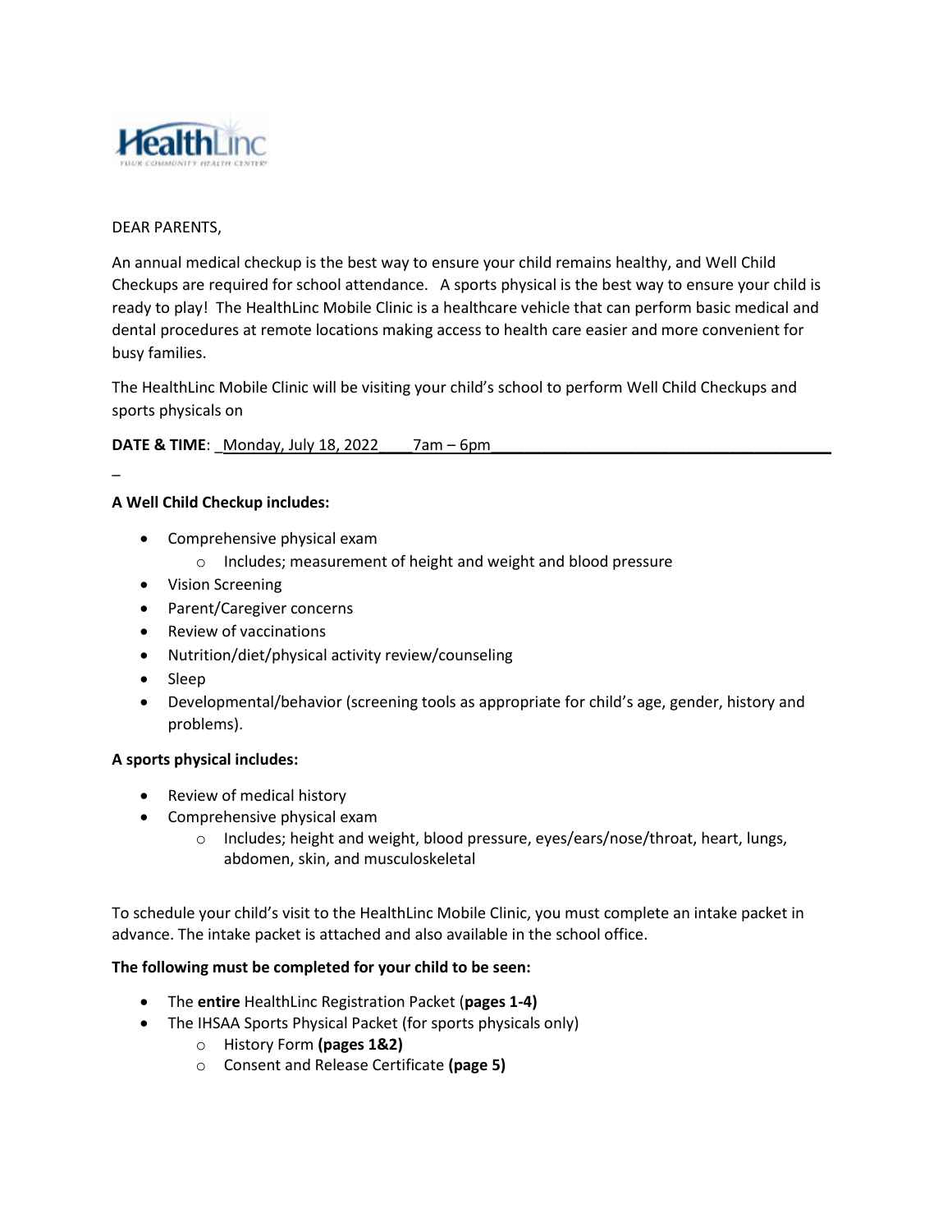HealthLinc
YOUR COMMUNITY HEALTH CENTER

DEAR PARENTS,

An annual medical checkup is the best way to ensure your child remains healthy, and Well Child Checkups are required for school attendance. A sports physical is the best way to ensure your child is ready to play! The HealthLinc Mobile Clinic is a healthcare vehicle that can perform basic medical and dental procedures at remote locations making access to health care easier and more convenient for busy families.

The HealthLinc Mobile Clinic will be visiting your child's school to perform Well Child Checkups and sports physicals on

**DATE & TIME**: Monday, July 18, 2022 7am – 6pm

**A Well Child Checkup includes:**

- Comprehensive physical exam
  - Includes; measurement of height and weight and blood pressure
- Vision Screening
- Parent/Caregiver concerns
- Review of vaccinations
- Nutrition/diet/physical activity review/counseling
- Sleep
- Developmental/behavior (screening tools as appropriate for child's age, gender, history and problems).

**A sports physical includes:**

- Review of medical history
- Comprehensive physical exam
  - Includes; height and weight, blood pressure, eyes/ears/nose/throat, heart, lungs, abdomen, skin, and musculoskeletal

To schedule your child's visit to the HealthLinc Mobile Clinic, you must complete an intake packet in advance. The intake packet is attached and also available in the school office.

**The following must be completed for your child to be seen:**

- The **entire** HealthLinc Registration Packet (**pages 1-4)**
- The IHSAA Sports Physical Packet (for sports physicals only)
  - History Form **(pages 1&2)**
  - Consent and Release Certificate **(page 5)**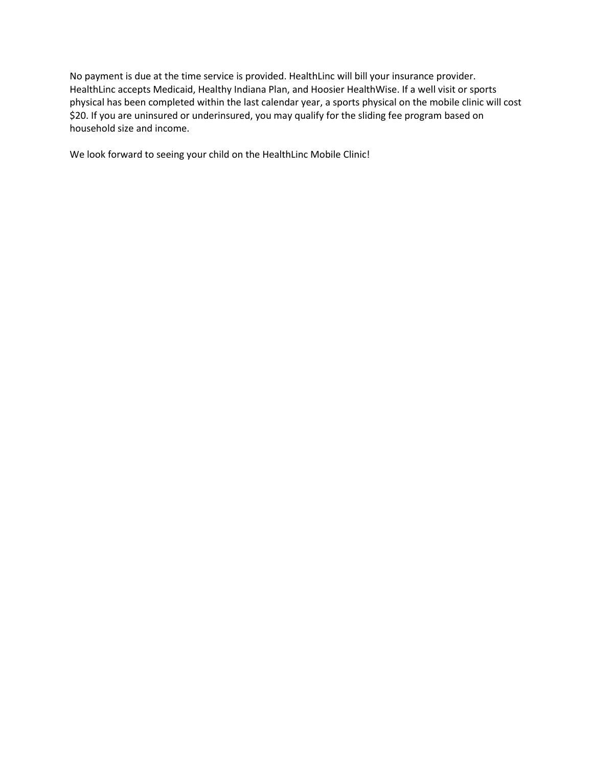No payment is due at the time service is provided. HealthLinc will bill your insurance provider. HealthLinc accepts Medicaid, Healthy Indiana Plan, and Hoosier HealthWise. If a well visit or sports physical has been completed within the last calendar year, a sports physical on the mobile clinic will cost $20. If you are uninsured or underinsured, you may qualify for the sliding fee program based on household size and income.

We look forward to seeing your child on the HealthLinc Mobile Clinic!